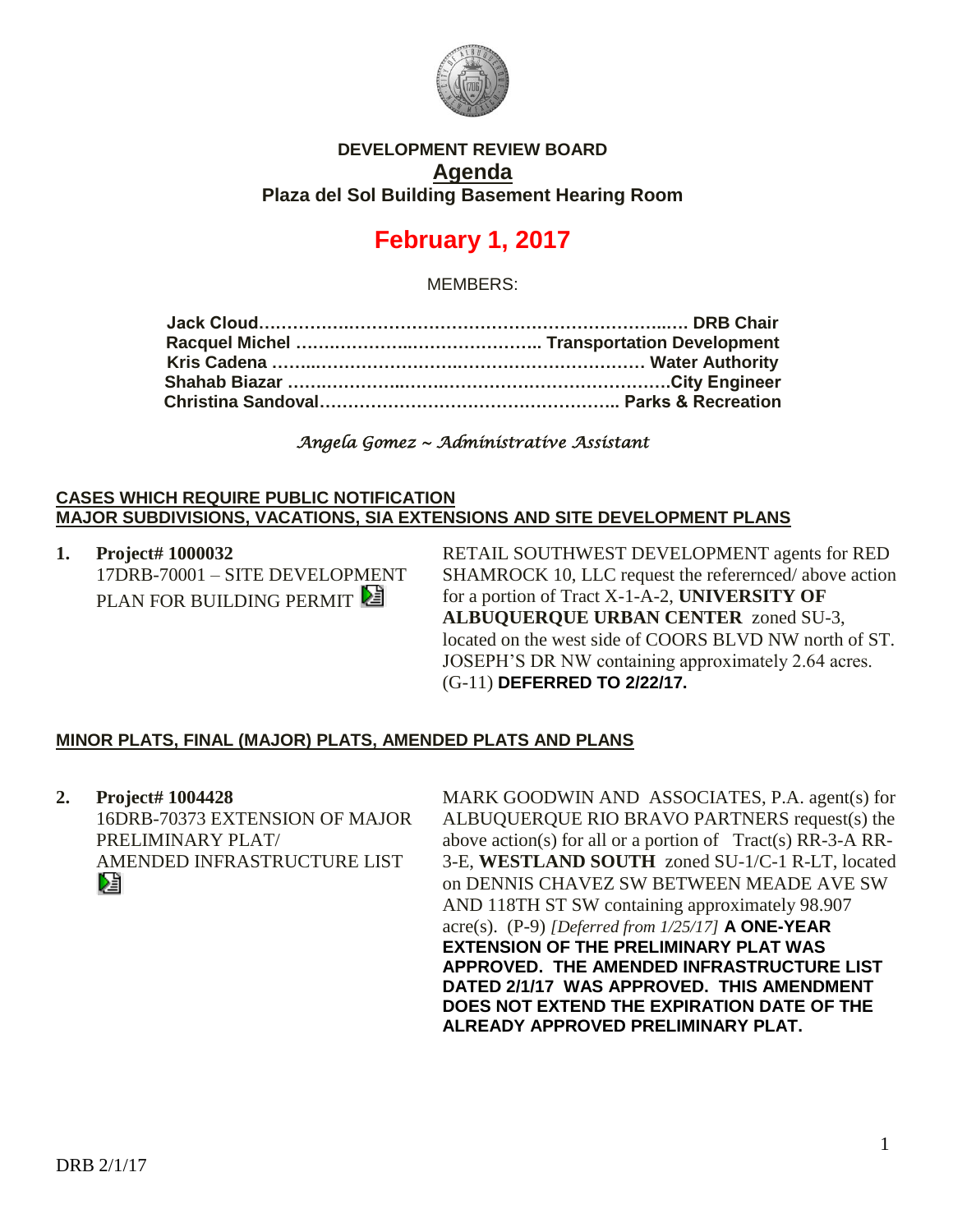**DEVELOPMENT REVIEW BOARD**
**Agenda**
**Plaza del Sol Building Basement Hearing Room**

# February 1, 2017

MEMBERS:

**Jack Cloud……………………………………………………………… DRB Chair**
**Racquel Michel …………………………………….. Transportation Development**
**Kris Cadena ……………………………………………………… Water Authority**
**Shahab Biazar ………………………………………………………City Engineer**
**Christina Sandoval…………………………………………….. Parks & Recreation**

*Angela Gomez ~ Administrative Assistant*

**CASES WHICH REQUIRE PUBLIC NOTIFICATION**
**MAJOR SUBDIVISIONS, VACATIONS, SIA EXTENSIONS AND SITE DEVELOPMENT PLANS**

1. **Project# 1000032**
   17DRB-70001 – SITE DEVELOPMENT PLAN FOR BUILDING PERMIT

   RETAIL SOUTHWEST DEVELOPMENT agents for RED SHAMROCK 10, LLC request the referernced/ above action for a portion of Tract X-1-A-2, **UNIVERSITY OF ALBUQUERQUE URBAN CENTER** zoned SU-3, located on the west side of COORS BLVD NW north of ST. JOSEPH'S DR NW containing approximately 2.64 acres. (G-11) **DEFERRED TO 2/22/17.**

**MINOR PLATS, FINAL (MAJOR) PLATS, AMENDED PLATS AND PLANS**

2. **Project# 1004428**
   16DRB-70373 EXTENSION OF MAJOR PRELIMINARY PLAT/ AMENDED INFRASTRUCTURE LIST

   MARK GOODWIN AND ASSOCIATES, P.A. agent(s) for ALBUQUERQUE RIO BRAVO PARTNERS request(s) the above action(s) for all or a portion of Tract(s) RR-3-A RR-3-E, **WESTLAND SOUTH** zoned SU-1/C-1 R-LT, located on DENNIS CHAVEZ SW BETWEEN MEADE AVE SW AND 118TH ST SW containing approximately 98.907 acre(s). (P-9) *[Deferred from 1/25/17]* **A ONE-YEAR EXTENSION OF THE PRELIMINARY PLAT WAS APPROVED. THE AMENDED INFRASTRUCTURE LIST DATED 2/1/17 WAS APPROVED. THIS AMENDMENT DOES NOT EXTEND THE EXPIRATION DATE OF THE ALREADY APPROVED PRELIMINARY PLAT.**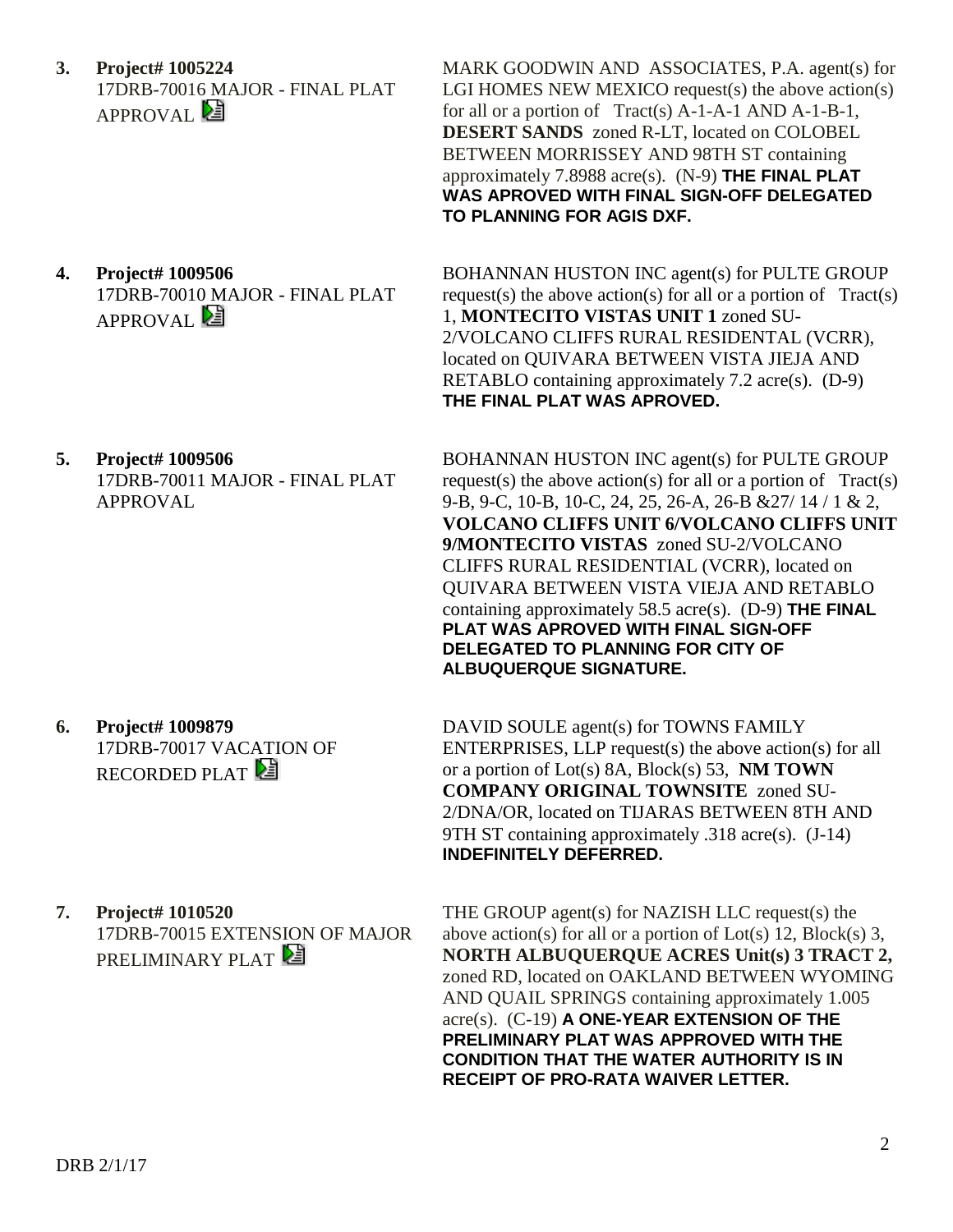3. **Project# 1005224**
17DRB-70016 MAJOR - FINAL PLAT APPROVAL

MARK GOODWIN AND ASSOCIATES, P.A. agent(s) for LGI HOMES NEW MEXICO request(s) the above action(s) for all or a portion of Tract(s) A-1-A-1 AND A-1-B-1, **DESERT SANDS** zoned R-LT, located on COLOBEL BETWEEN MORRISSEY AND 98TH ST containing approximately 7.8988 acre(s). (N-9) **THE FINAL PLAT WAS APROVED WITH FINAL SIGN-OFF DELEGATED TO PLANNING FOR AGIS DXF.**

4. **Project# 1009506**
17DRB-70010 MAJOR - FINAL PLAT APPROVAL

BOHANNAN HUSTON INC agent(s) for PULTE GROUP request(s) the above action(s) for all or a portion of Tract(s) 1, **MONTECITO VISTAS UNIT 1** zoned SU-2/VOLCANO CLIFFS RURAL RESIDENTAL (VCRR), located on QUIVARA BETWEEN VISTA JIEJA AND RETABLO containing approximately 7.2 acre(s). (D-9) **THE FINAL PLAT WAS APROVED.**

5. **Project# 1009506**
17DRB-70011 MAJOR - FINAL PLAT APPROVAL

BOHANNAN HUSTON INC agent(s) for PULTE GROUP request(s) the above action(s) for all or a portion of Tract(s) 9-B, 9-C, 10-B, 10-C, 24, 25, 26-A, 26-B &27/ 14 / 1 & 2, **VOLCANO CLIFFS UNIT 6/VOLCANO CLIFFS UNIT 9/MONTECITO VISTAS** zoned SU-2/VOLCANO CLIFFS RURAL RESIDENTIAL (VCRR), located on QUIVARA BETWEEN VISTA VIEJA AND RETABLO containing approximately 58.5 acre(s). (D-9) **THE FINAL PLAT WAS APROVED WITH FINAL SIGN-OFF DELEGATED TO PLANNING FOR CITY OF ALBUQUERQUE SIGNATURE.**

6. **Project# 1009879**
17DRB-70017 VACATION OF RECORDED PLAT

DAVID SOULE agent(s) for TOWNS FAMILY ENTERPRISES, LLP request(s) the above action(s) for all or a portion of Lot(s) 8A, Block(s) 53, **NM TOWN COMPANY ORIGINAL TOWNSITE** zoned SU-2/DNA/OR, located on TIJARAS BETWEEN 8TH AND 9TH ST containing approximately .318 acre(s). (J-14) **INDEFINITELY DEFERRED.**

7. **Project# 1010520**
17DRB-70015 EXTENSION OF MAJOR PRELIMINARY PLAT

THE GROUP agent(s) for NAZISH LLC request(s) the above action(s) for all or a portion of Lot(s) 12, Block(s) 3, **NORTH ALBUQUERQUE ACRES Unit(s) 3 TRACT 2,** zoned RD, located on OAKLAND BETWEEN WYOMING AND QUAIL SPRINGS containing approximately 1.005 acre(s). (C-19) **A ONE-YEAR EXTENSION OF THE PRELIMINARY PLAT WAS APPROVED WITH THE CONDITION THAT THE WATER AUTHORITY IS IN RECEIPT OF PRO-RATA WAIVER LETTER.**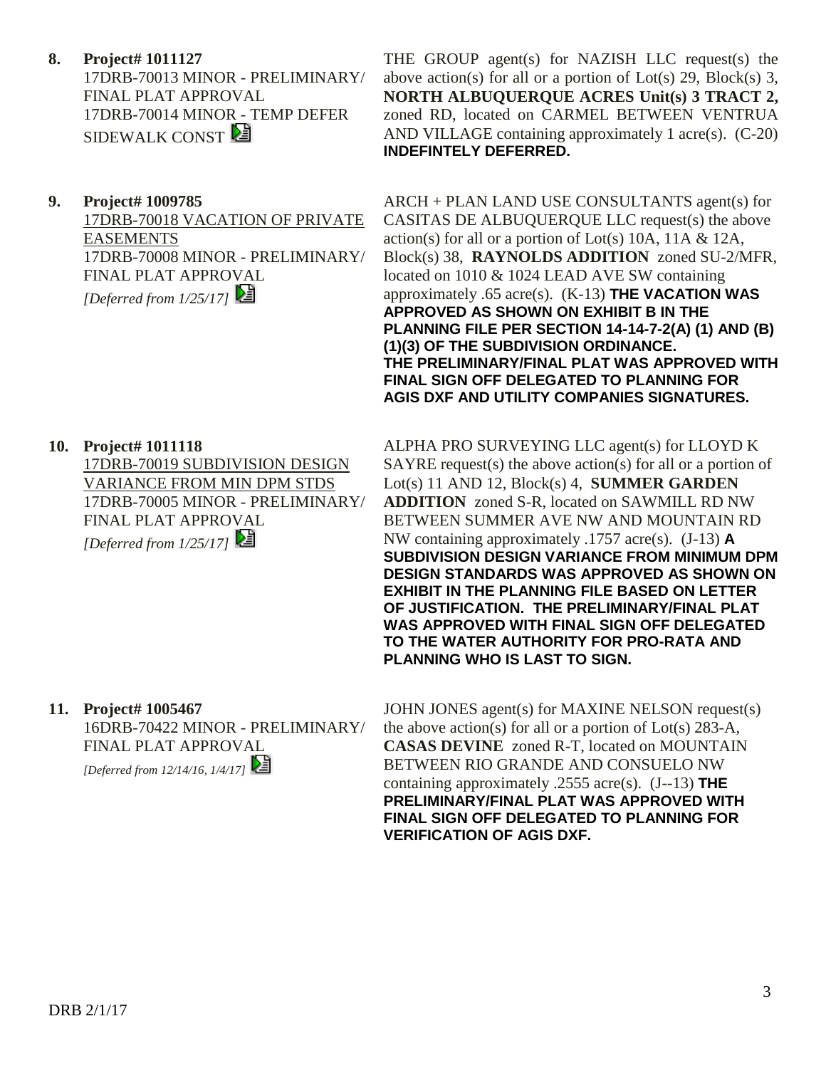**8. Project# 1011127**
17DRB-70013 MINOR - PRELIMINARY/ FINAL PLAT APPROVAL
17DRB-70014 MINOR - TEMP DEFER SIDEWALK CONST

THE GROUP agent(s) for NAZISH LLC request(s) the above action(s) for all or a portion of Lot(s) 29, Block(s) 3, **NORTH ALBUQUERQUE ACRES Unit(s) 3 TRACT 2,** zoned RD, located on CARMEL BETWEEN VENTRUA AND VILLAGE containing approximately 1 acre(s). (C-20) **INDEFINTELY DEFERRED.**

**9. Project# 1009785**
17DRB-70018 VACATION OF PRIVATE EASEMENTS
17DRB-70008 MINOR - PRELIMINARY/ FINAL PLAT APPROVAL
*[Deferred from 1/25/17]*

ARCH + PLAN LAND USE CONSULTANTS agent(s) for CASITAS DE ALBUQUERQUE LLC request(s) the above action(s) for all or a portion of Lot(s) 10A, 11A & 12A, Block(s) 38, **RAYNOLDS ADDITION** zoned SU-2/MFR, located on 1010 & 1024 LEAD AVE SW containing approximately .65 acre(s). (K-13) **THE VACATION WAS APPROVED AS SHOWN ON EXHIBIT B IN THE PLANNING FILE PER SECTION 14-14-7-2(A) (1) AND (B) (1)(3) OF THE SUBDIVISION ORDINANCE. THE PRELIMINARY/FINAL PLAT WAS APPROVED WITH FINAL SIGN OFF DELEGATED TO PLANNING FOR AGIS DXF AND UTILITY COMPANIES SIGNATURES.**

**10. Project# 1011118**
17DRB-70019 SUBDIVISION DESIGN VARIANCE FROM MIN DPM STDS
17DRB-70005 MINOR - PRELIMINARY/ FINAL PLAT APPROVAL
*[Deferred from 1/25/17]*

ALPHA PRO SURVEYING LLC agent(s) for LLOYD K SAYRE request(s) the above action(s) for all or a portion of Lot(s) 11 AND 12, Block(s) 4, **SUMMER GARDEN ADDITION** zoned S-R, located on SAWMILL RD NW BETWEEN SUMMER AVE NW AND MOUNTAIN RD NW containing approximately .1757 acre(s). (J-13) **A SUBDIVISION DESIGN VARIANCE FROM MINIMUM DPM DESIGN STANDARDS WAS APPROVED AS SHOWN ON EXHIBIT IN THE PLANNING FILE BASED ON LETTER OF JUSTIFICATION. THE PRELIMINARY/FINAL PLAT WAS APPROVED WITH FINAL SIGN OFF DELEGATED TO THE WATER AUTHORITY FOR PRO-RATA AND PLANNING WHO IS LAST TO SIGN.**

**11. Project# 1005467**
16DRB-70422 MINOR - PRELIMINARY/ FINAL PLAT APPROVAL
*[Deferred from 12/14/16, 1/4/17]*

JOHN JONES agent(s) for MAXINE NELSON request(s) the above action(s) for all or a portion of Lot(s) 283-A, **CASAS DEVINE** zoned R-T, located on MOUNTAIN BETWEEN RIO GRANDE AND CONSUELO NW containing approximately .2555 acre(s). (J--13) **THE PRELIMINARY/FINAL PLAT WAS APPROVED WITH FINAL SIGN OFF DELEGATED TO PLANNING FOR VERIFICATION OF AGIS DXF.**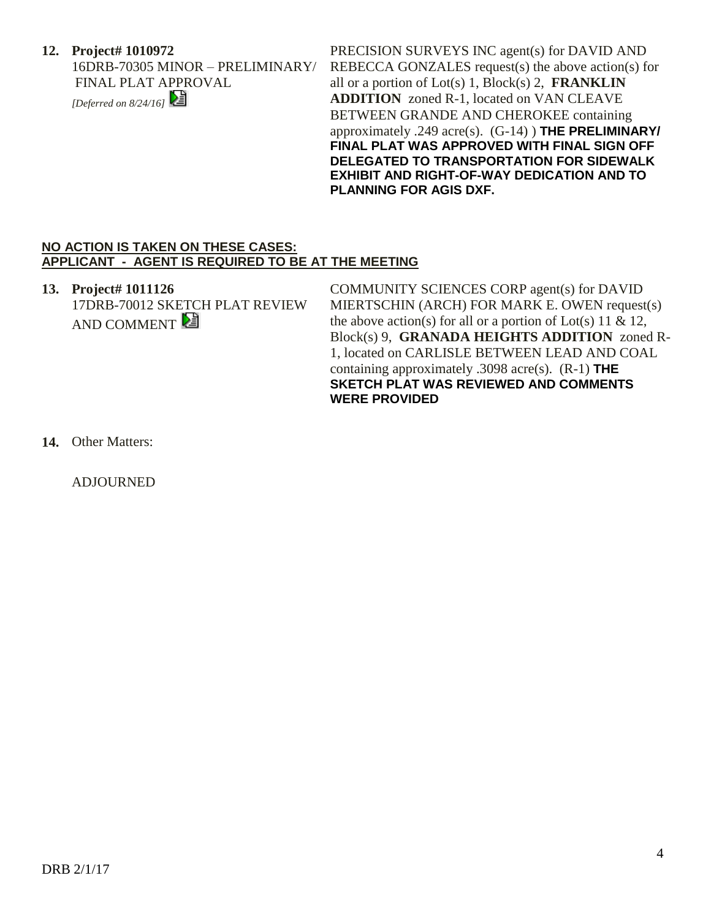**12. Project# 1010972**
16DRB-70305 MINOR – PRELIMINARY/ FINAL PLAT APPROVAL
*[Deferred on 8/24/16]*

PRECISION SURVEYS INC agent(s) for DAVID AND REBECCA GONZALES request(s) the above action(s) for all or a portion of Lot(s) 1, Block(s) 2, **FRANKLIN ADDITION** zoned R-1, located on VAN CLEAVE BETWEEN GRANDE AND CHEROKEE containing approximately .249 acre(s). (G-14) ) **THE PRELIMINARY/ FINAL PLAT WAS APPROVED WITH FINAL SIGN OFF DELEGATED TO TRANSPORTATION FOR SIDEWALK EXHIBIT AND RIGHT-OF-WAY DEDICATION AND TO PLANNING FOR AGIS DXF.**

**NO ACTION IS TAKEN ON THESE CASES:**
**APPLICANT - AGENT IS REQUIRED TO BE AT THE MEETING**

**13. Project# 1011126**
17DRB-70012 SKETCH PLAT REVIEW AND COMMENT

COMMUNITY SCIENCES CORP agent(s) for DAVID MIERTSCHIN (ARCH) FOR MARK E. OWEN request(s) the above action(s) for all or a portion of Lot(s) 11 & 12, Block(s) 9, **GRANADA HEIGHTS ADDITION** zoned R-1, located on CARLISLE BETWEEN LEAD AND COAL containing approximately .3098 acre(s). (R-1) **THE SKETCH PLAT WAS REVIEWED AND COMMENTS WERE PROVIDED**

**14.** Other Matters:

ADJOURNED

DRB 2/1/17